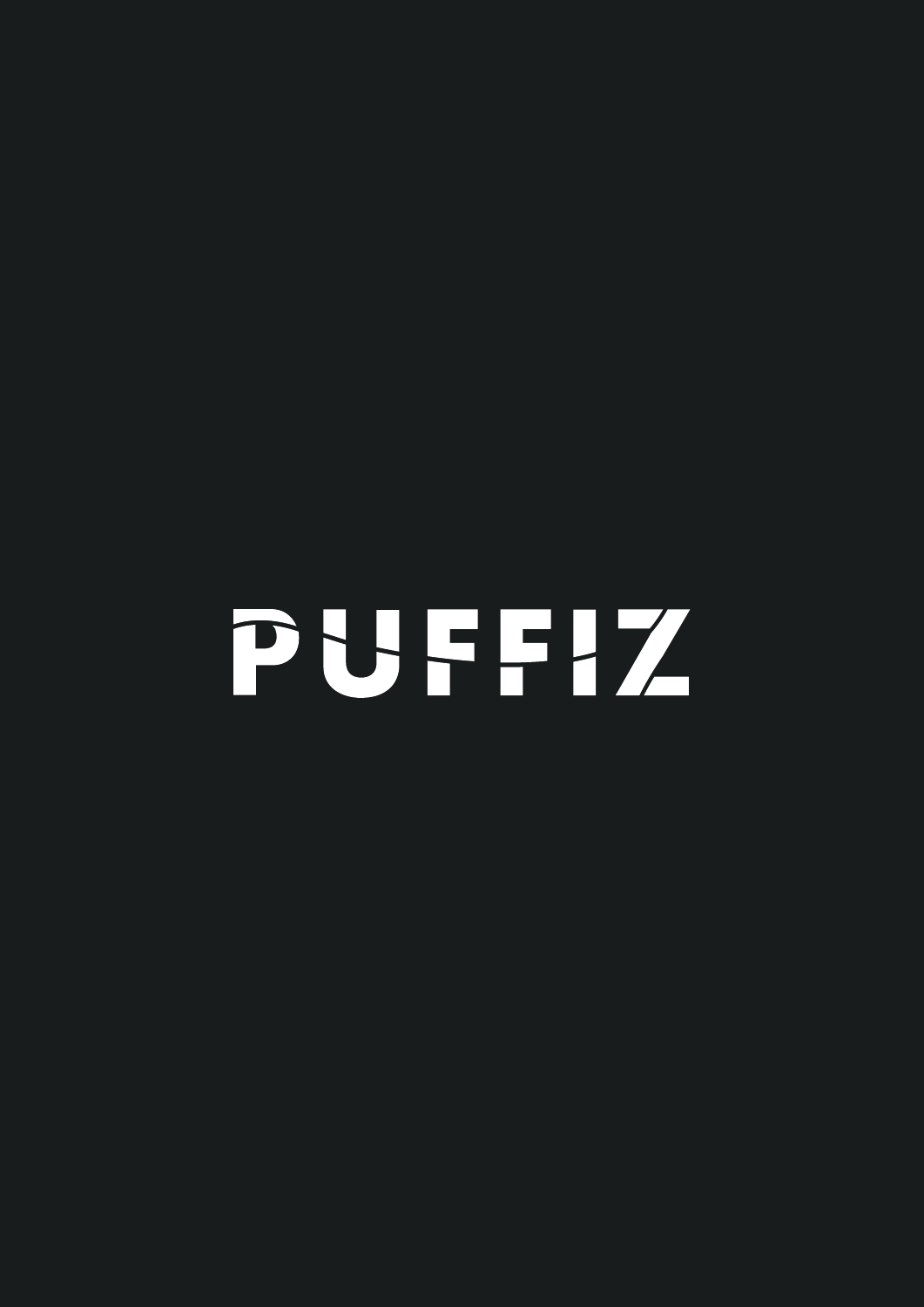# PUFFIZ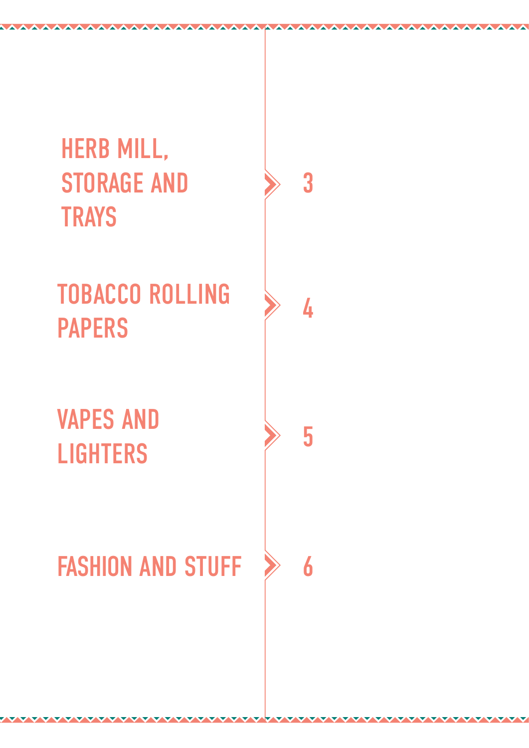| | |
|---|---|
| HERB MILL, STORAGE AND TRAYS | 3 |
| TOBACCO ROLLING PAPERS | 4 |
| VAPES AND LIGHTERS | 5 |
| FASHION AND STUFF | 6 |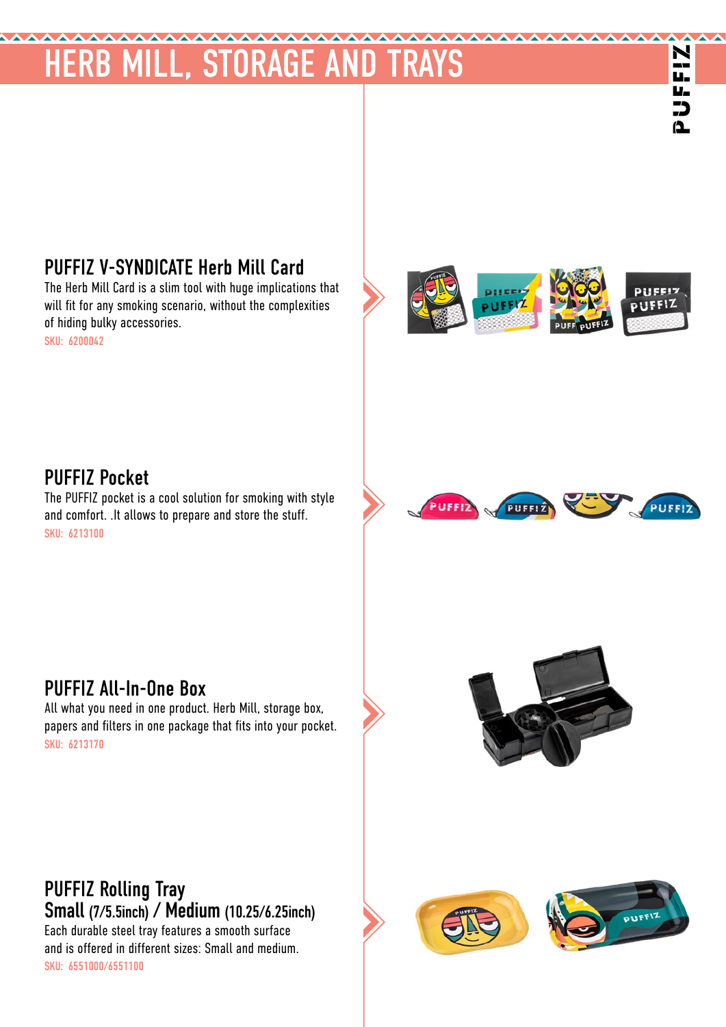# HERB MILL, STORAGE AND TRAYS

## PUFFIZ V-SYNDICATE Herb Mill Card

The Herb Mill Card is a slim tool with huge implications that will fit for any smoking scenario, without the complexities of hiding bulky accessories.

SKU: 6200042

## PUFFIZ Pocket

The PUFFIZ pocket is a cool solution for smoking with style and comfort. .It allows to prepare and store the stuff.

SKU: 6213100

## PUFFIZ All-In-One Box

All what you need in one product. Herb Mill, storage box, papers and filters in one package that fits into your pocket.

SKU: 6213170

## PUFFIZ Rolling Tray
## Small (7/5.5inch) / Medium (10.25/6.25inch)

Each durable steel tray features a smooth surface and is offered in different sizes: Small and medium.

SKU: 6551000/6551100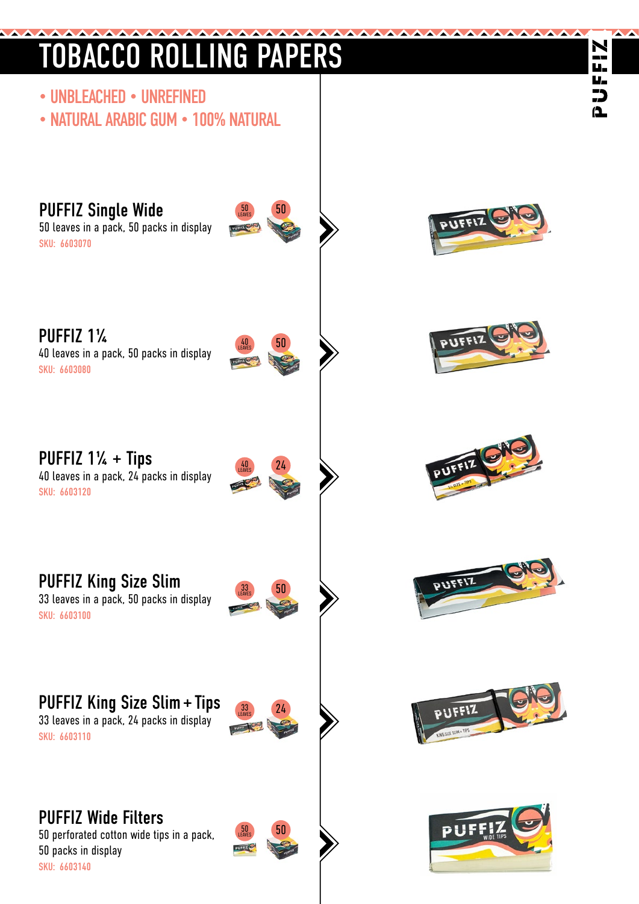# TOBACCO ROLLING PAPERS

- UNBLEACHED • UNREFINED
- NATURAL ARABIC GUM • 100% NATURAL

## PUFFIZ Single Wide

50 leaves in a pack, 50 packs in display

SKU: 6603070

## PUFFIZ 1¼

40 leaves in a pack, 50 packs in display

SKU: 6603080

## PUFFIZ 1¼ + Tips

40 leaves in a pack, 24 packs in display

SKU: 6603120

## PUFFIZ King Size Slim

33 leaves in a pack, 50 packs in display

SKU: 6603100

## PUFFIZ King Size Slim + Tips

33 leaves in a pack, 24 packs in display

SKU: 6603110

## PUFFIZ Wide Filters

50 perforated cotton wide tips in a pack, 50 packs in display

SKU: 6603140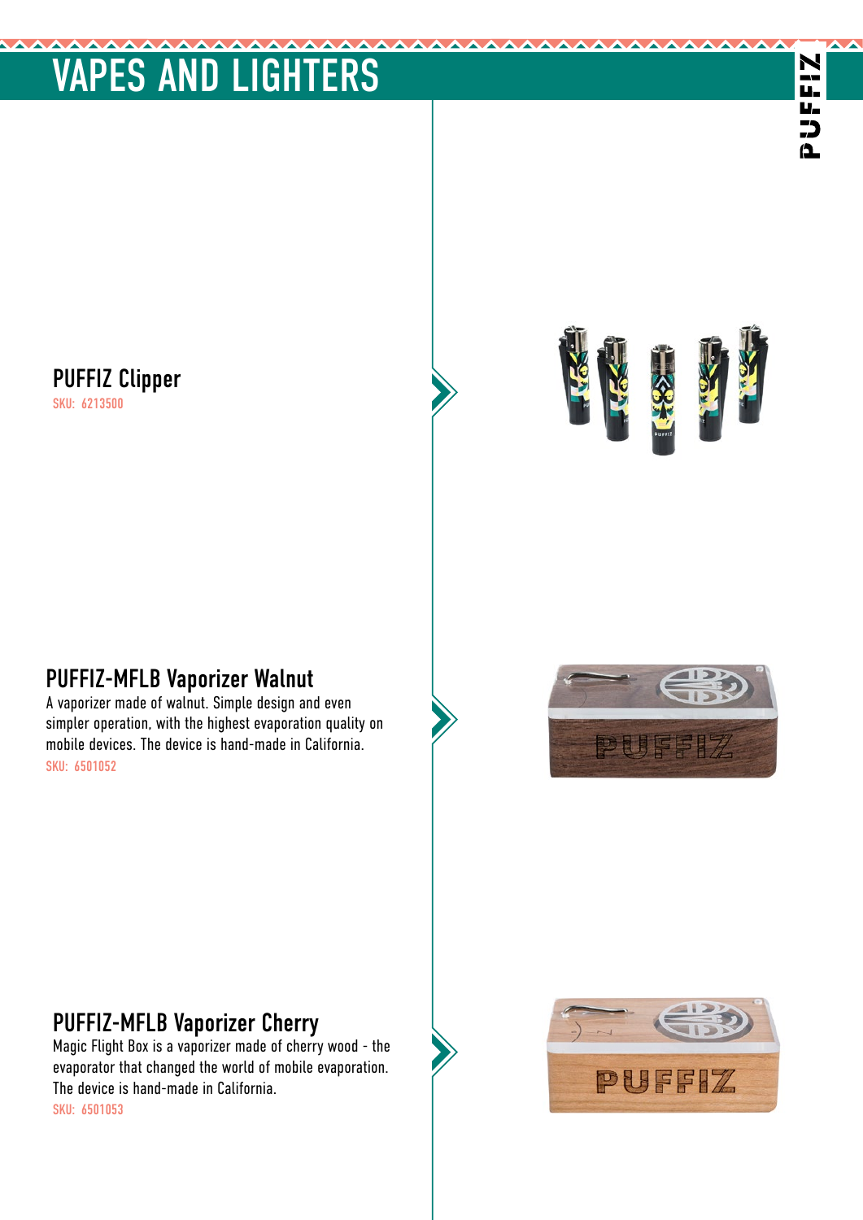# VAPES AND LIGHTERS

## PUFFIZ Clipper

SKU: 6213500

## PUFFIZ-MFLB Vaporizer Walnut

A vaporizer made of walnut. Simple design and even simpler operation, with the highest evaporation quality on mobile devices. The device is hand-made in California.

SKU: 6501052

## PUFFIZ-MFLB Vaporizer Cherry

Magic Flight Box is a vaporizer made of cherry wood - the evaporator that changed the world of mobile evaporation. The device is hand-made in California.

SKU: 6501053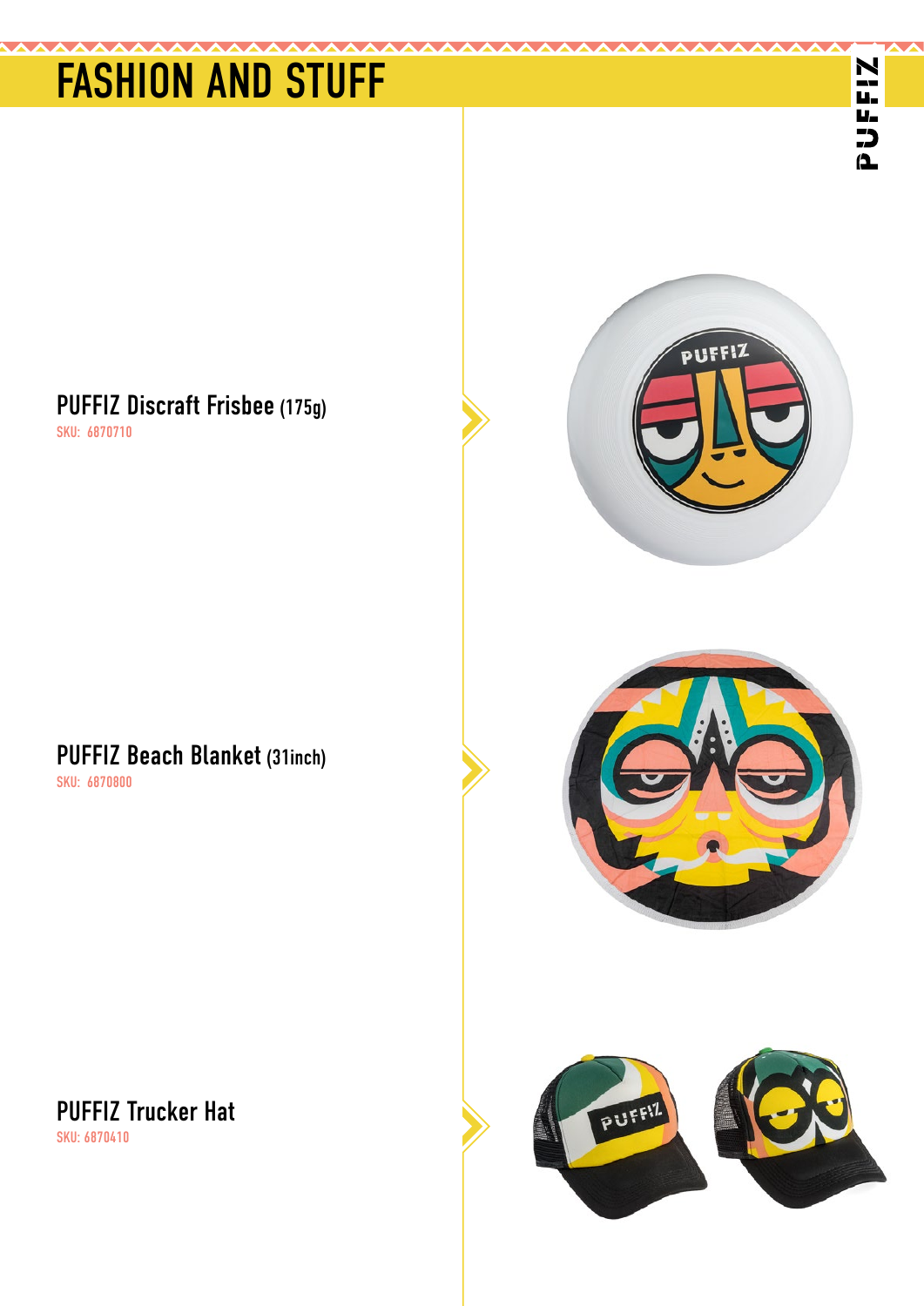# FASHION AND STUFF

### PUFFIZ Discraft Frisbee (175g)
SKU: 6870710

### PUFFIZ Beach Blanket (31inch)
SKU: 6870800

### PUFFIZ Trucker Hat
SKU: 6870410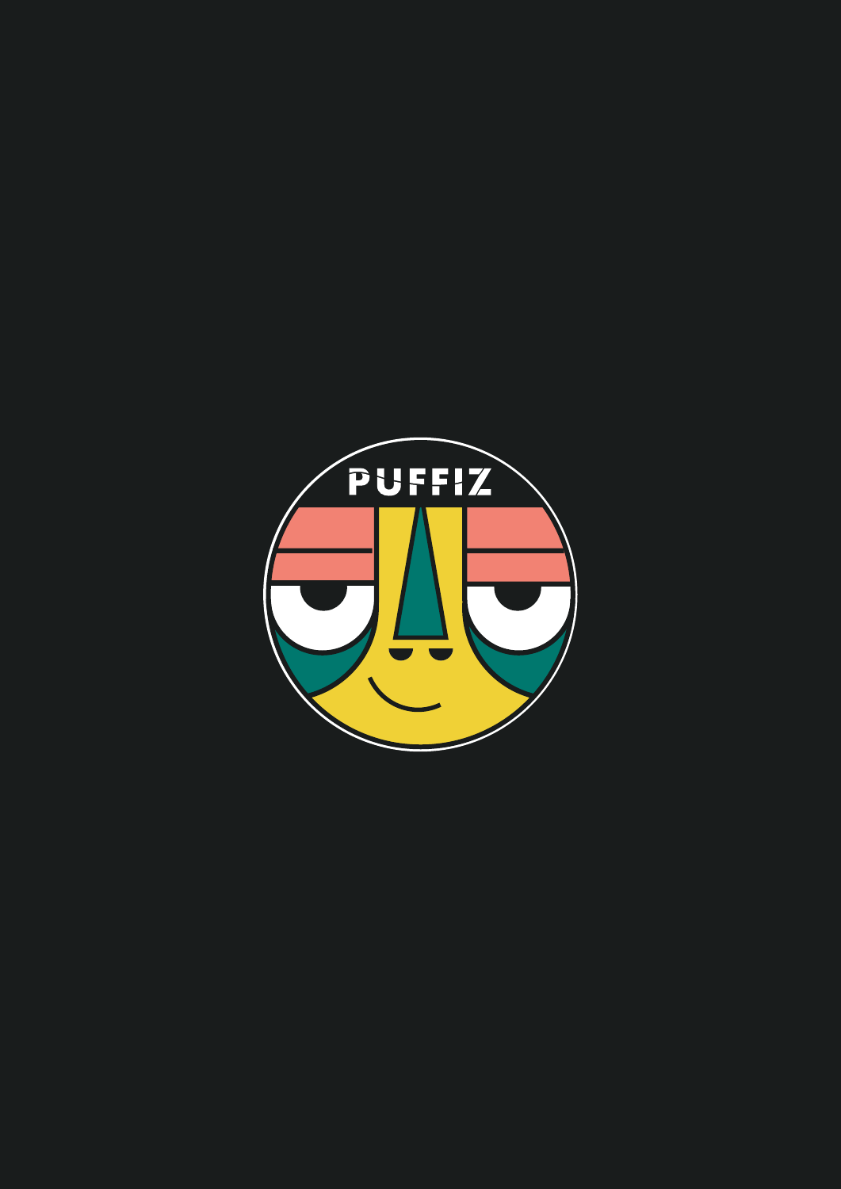PUFFIZ